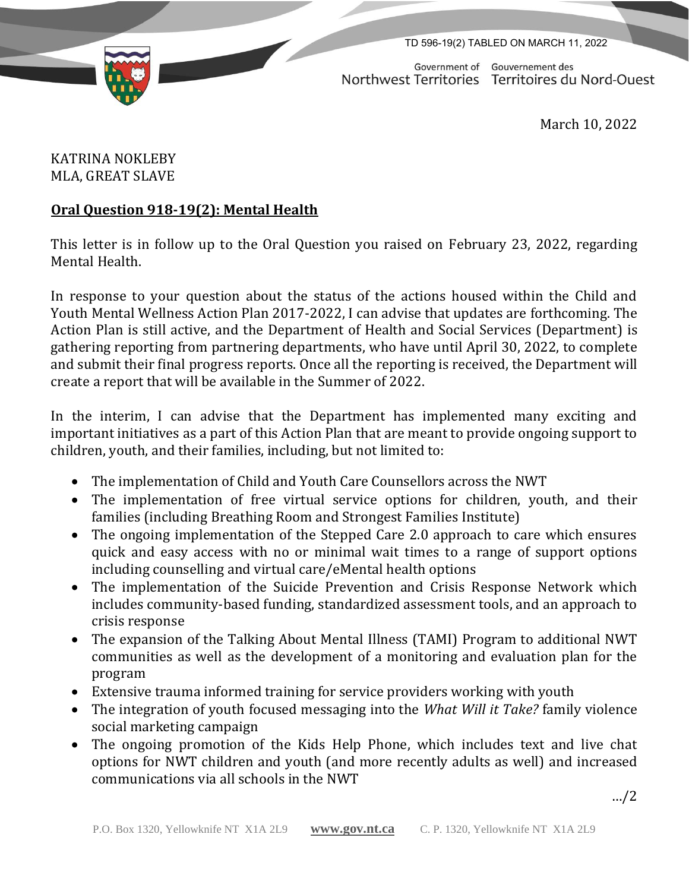TD 596-19(2) TABLED ON MARCH 11, 2022

Government of Northwest Territories — Gouvernement des Territoires du Nord-Ouest

March 10, 2022

KATRINA NOKLEBY
MLA, GREAT SLAVE

**Oral Question 918-19(2): Mental Health**

This letter is in follow up to the Oral Question you raised on February 23, 2022, regarding Mental Health.

In response to your question about the status of the actions housed within the Child and Youth Mental Wellness Action Plan 2017-2022, I can advise that updates are forthcoming. The Action Plan is still active, and the Department of Health and Social Services (Department) is gathering reporting from partnering departments, who have until April 30, 2022, to complete and submit their final progress reports. Once all the reporting is received, the Department will create a report that will be available in the Summer of 2022.

In the interim, I can advise that the Department has implemented many exciting and important initiatives as a part of this Action Plan that are meant to provide ongoing support to children, youth, and their families, including, but not limited to:

- The implementation of Child and Youth Care Counsellors across the NWT
- The implementation of free virtual service options for children, youth, and their families (including Breathing Room and Strongest Families Institute)
- The ongoing implementation of the Stepped Care 2.0 approach to care which ensures quick and easy access with no or minimal wait times to a range of support options including counselling and virtual care/eMental health options
- The implementation of the Suicide Prevention and Crisis Response Network which includes community-based funding, standardized assessment tools, and an approach to crisis response
- The expansion of the Talking About Mental Illness (TAMI) Program to additional NWT communities as well as the development of a monitoring and evaluation plan for the program
- Extensive trauma informed training for service providers working with youth
- The integration of youth focused messaging into the *What Will it Take?* family violence social marketing campaign
- The ongoing promotion of the Kids Help Phone, which includes text and live chat options for NWT children and youth (and more recently adults as well) and increased communications via all schools in the NWT

…/2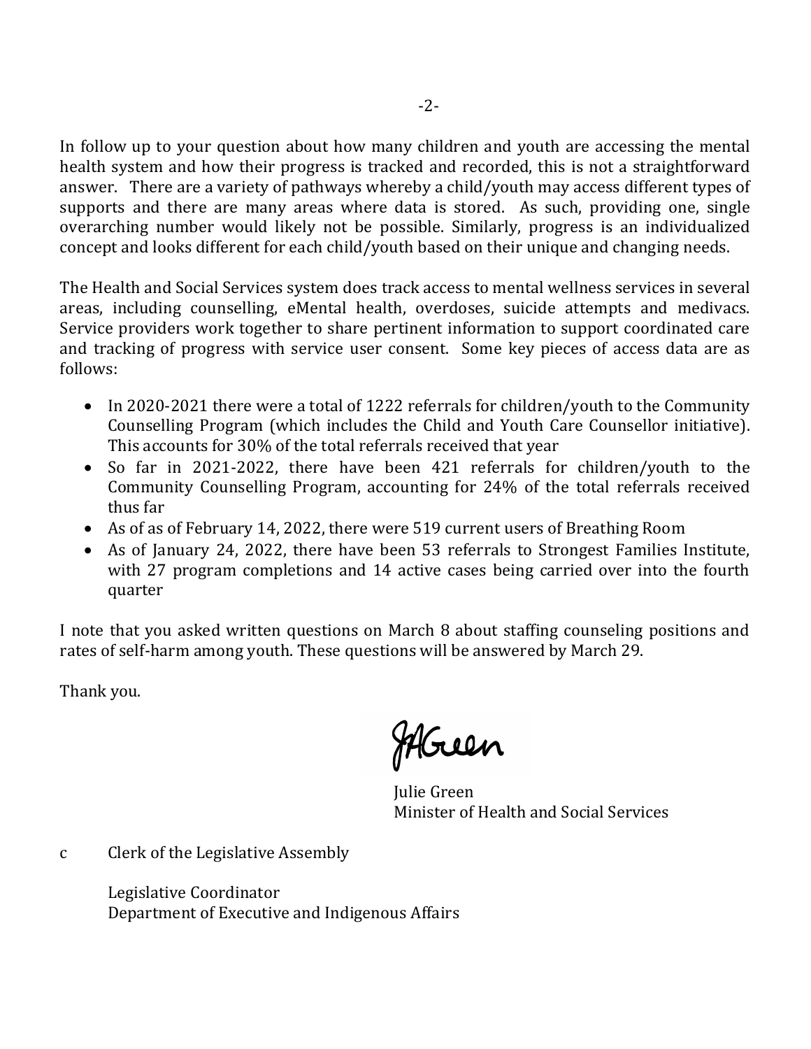In follow up to your question about how many children and youth are accessing the mental health system and how their progress is tracked and recorded, this is not a straightforward answer. There are a variety of pathways whereby a child/youth may access different types of supports and there are many areas where data is stored. As such, providing one, single overarching number would likely not be possible. Similarly, progress is an individualized concept and looks different for each child/youth based on their unique and changing needs.

The Health and Social Services system does track access to mental wellness services in several areas, including counselling, eMental health, overdoses, suicide attempts and medivacs. Service providers work together to share pertinent information to support coordinated care and tracking of progress with service user consent. Some key pieces of access data are as follows:

- In 2020-2021 there were a total of 1222 referrals for children/youth to the Community Counselling Program (which includes the Child and Youth Care Counsellor initiative). This accounts for 30% of the total referrals received that year
- So far in 2021-2022, there have been 421 referrals for children/youth to the Community Counselling Program, accounting for 24% of the total referrals received thus far
- As of as of February 14, 2022, there were 519 current users of Breathing Room
- As of January 24, 2022, there have been 53 referrals to Strongest Families Institute, with 27 program completions and 14 active cases being carried over into the fourth quarter

I note that you asked written questions on March 8 about staffing counseling positions and rates of self-harm among youth. These questions will be answered by March 29.

Thank you.

Julie Green
Minister of Health and Social Services

c Clerk of the Legislative Assembly

Legislative Coordinator
Department of Executive and Indigenous Affairs